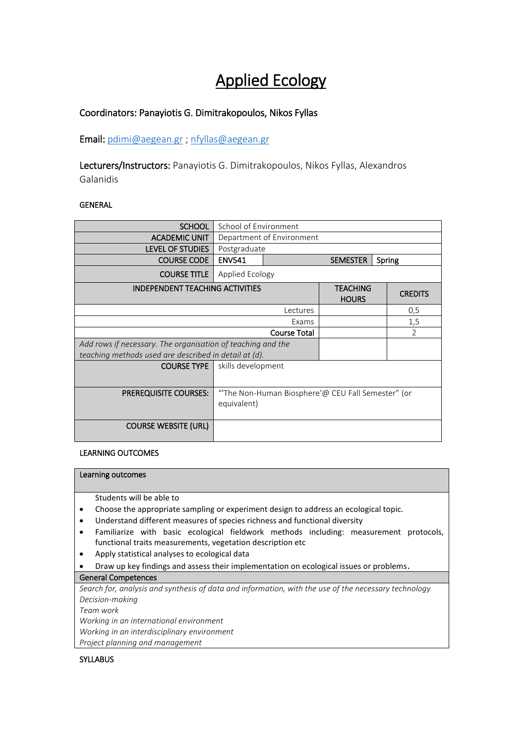# Applied Ecology

**Coordinators: Panayiotis G. Dimitrakopoulos, Nikos Fyllas**

**Email:** pdimi@aegean.gr ; nfyllas@aegean.gr

**Lecturers/Instructors:** Panayiotis G. Dimitrakopoulos, Nikos Fyllas, Alexandros Galanidis

GENERAL

| SCHOOL | School of Environment | | |
|---|---|---|---|
| ACADEMIC UNIT | Department of Environment | | |
| LEVEL OF STUDIES | Postgraduate | | |
| COURSE CODE | ENV541 | SEMESTER | Spring |
| COURSE TITLE | Applied Ecology | | |
| INDEPENDENT TEACHING ACTIVITIES | | TEACHING HOURS | CREDITS |
| Lectures | | | 0,5 |
| Exams | | | 1,5 |
| Course Total | | | 2 |
| *Add rows if necessary. The organisation of teaching and the teaching methods used are described in detail at (d).* | | | |
| COURSE TYPE | skills development | | |
| PREREQUISITE COURSES: | "'The Non-Human Biosphere'@ CEU Fall Semester" (or equivalent) | | |
| COURSE WEBSITE (URL) | | | |

LEARNING OUTCOMES

**Learning outcomes**

Students will be able to

- Choose the appropriate sampling or experiment design to address an ecological topic.
- Understand different measures of species richness and functional diversity
- Familiarize with basic ecological fieldwork methods including: measurement protocols, functional traits measurements, vegetation description etc
- Apply statistical analyses to ecological data
- Draw up key findings and assess their implementation on ecological issues or problems.

**General Competences**

*Search for, analysis and synthesis of data and information, with the use of the necessary technology*
*Decision-making*
*Team work*
*Working in an international environment*
*Working in an interdisciplinary environment*
*Project planning and management*

SYLLABUS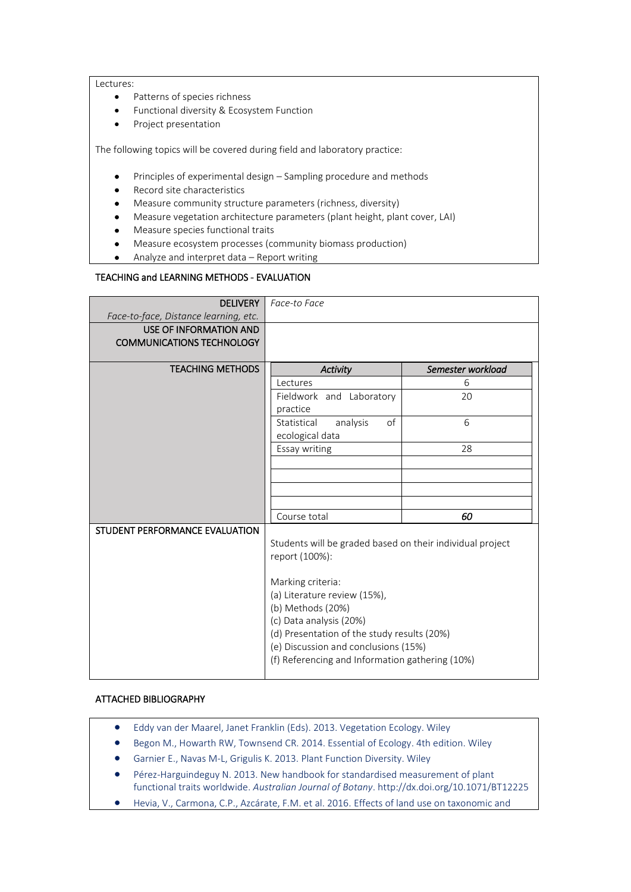Lectures:

- Patterns of species richness
- Functional diversity & Ecosystem Function
- Project presentation

The following topics will be covered during field and laboratory practice:

- Principles of experimental design – Sampling procedure and methods
- Record site characteristics
- Measure community structure parameters (richness, diversity)
- Measure vegetation architecture parameters (plant height, plant cover, LAI)
- Measure species functional traits
- Measure ecosystem processes (community biomass production)
- Analyze and interpret data – Report writing

## TEACHING and LEARNING METHODS - EVALUATION

| | |
|---|---|
| **DELIVERY** *Face-to-face, Distance learning, etc.* | *Face-to Face* |
| **USE OF INFORMATION AND COMMUNICATIONS TECHNOLOGY** | |
| **TEACHING METHODS** | |

| *Activity* | *Semester workload* |
|---|---|
| Lectures | 6 |
| Fieldwork and Laboratory practice | 20 |
| Statistical analysis of ecological data | 6 |
| Essay writing | 28 |
| | |
| | |
| | |
| | |
| Course total | ***60*** |

**STUDENT PERFORMANCE EVALUATION**

Students will be graded based on their individual project report (100%):

Marking criteria:
(a) Literature review (15%),
(b) Methods (20%)
(c) Data analysis (20%)
(d) Presentation of the study results (20%)
(e) Discussion and conclusions (15%)
(f) Referencing and Information gathering (10%)

## ATTACHED BIBLIOGRAPHY

- Eddy van der Maarel, Janet Franklin (Eds). 2013. Vegetation Ecology. Wiley
- Begon M., Howarth RW, Townsend CR. 2014. Essential of Ecology. 4th edition. Wiley
- Garnier E., Navas M-L, Grigulis K. 2013. Plant Function Diversity. Wiley
- Pérez-Harguindeguy N. 2013. New handbook for standardised measurement of plant functional traits worldwide. *Australian Journal of Botany*. http://dx.doi.org/10.1071/BT12225
- Hevia, V., Carmona, C.P., Azcárate, F.M. et al. 2016. Effects of land use on taxonomic and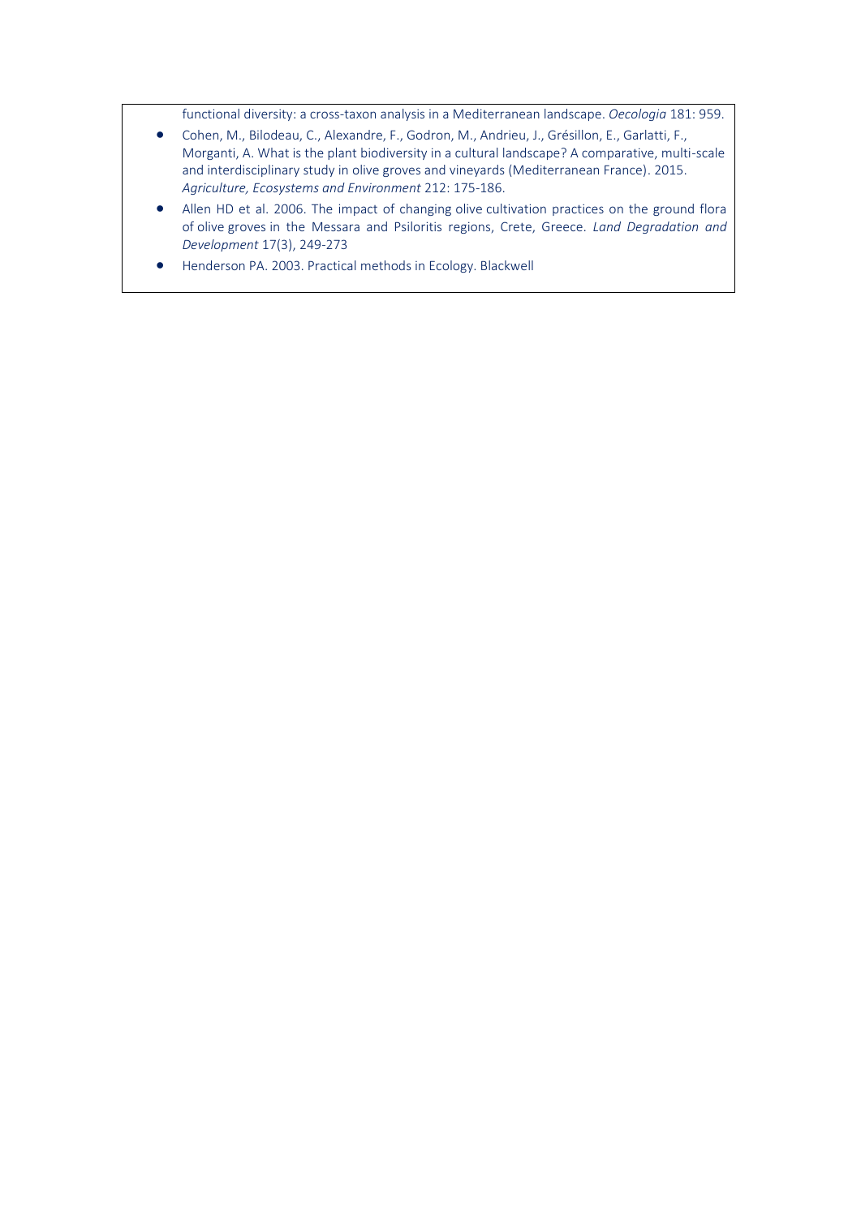functional diversity: a cross-taxon analysis in a Mediterranean landscape. *Oecologia* 181: 959.

- Cohen, M., Bilodeau, C., Alexandre, F., Godron, M., Andrieu, J., Grésillon, E., Garlatti, F., Morganti, A. What is the plant biodiversity in a cultural landscape? A comparative, multi-scale and interdisciplinary study in olive groves and vineyards (Mediterranean France). 2015. *Agriculture, Ecosystems and Environment* 212: 175-186.
- Allen HD et al. 2006. The impact of changing olive cultivation practices on the ground flora of olive groves in the Messara and Psiloritis regions, Crete, Greece. *Land Degradation and Development* 17(3), 249-273
- Henderson PA. 2003. Practical methods in Ecology. Blackwell